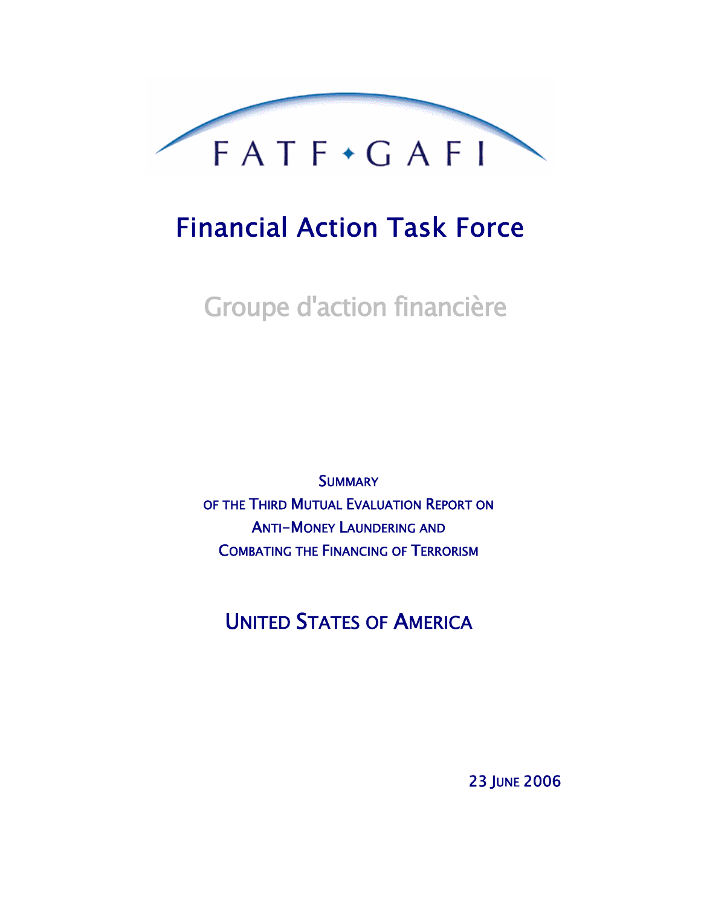FATF • GAFI

# Financial Action Task Force

## Groupe d'action financière

SUMMARY
OF THE THIRD MUTUAL EVALUATION REPORT ON
ANTI-MONEY LAUNDERING AND
COMBATING THE FINANCING OF TERRORISM

## UNITED STATES OF AMERICA

23 JUNE 2006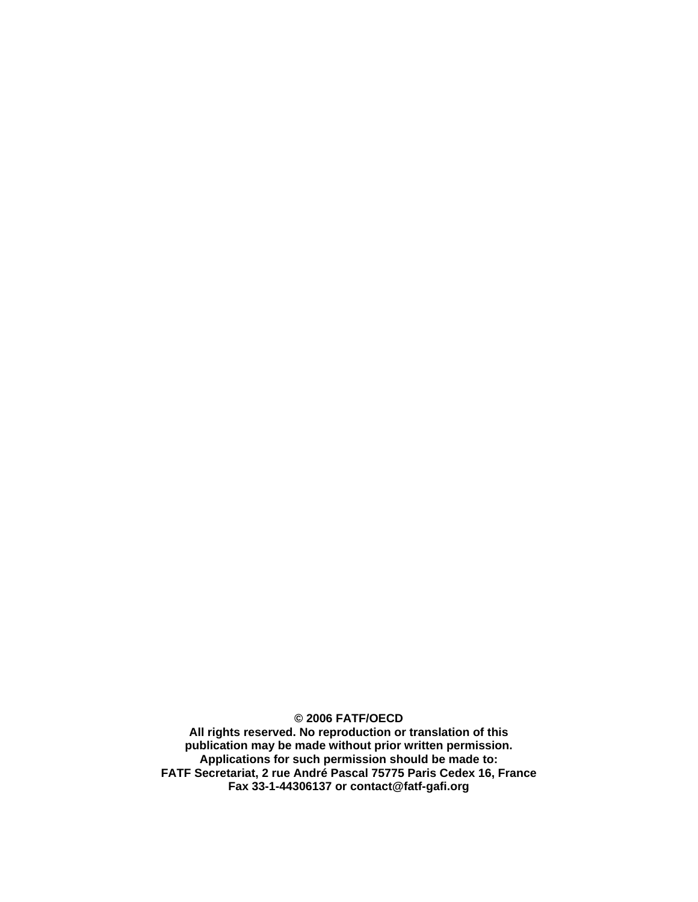**© 2006 FATF/OECD**
**All rights reserved. No reproduction or translation of this publication may be made without prior written permission.**
**Applications for such permission should be made to:**
**FATF Secretariat, 2 rue André Pascal 75775 Paris Cedex 16, France**
**Fax 33-1-44306137 or contact@fatf-gafi.org**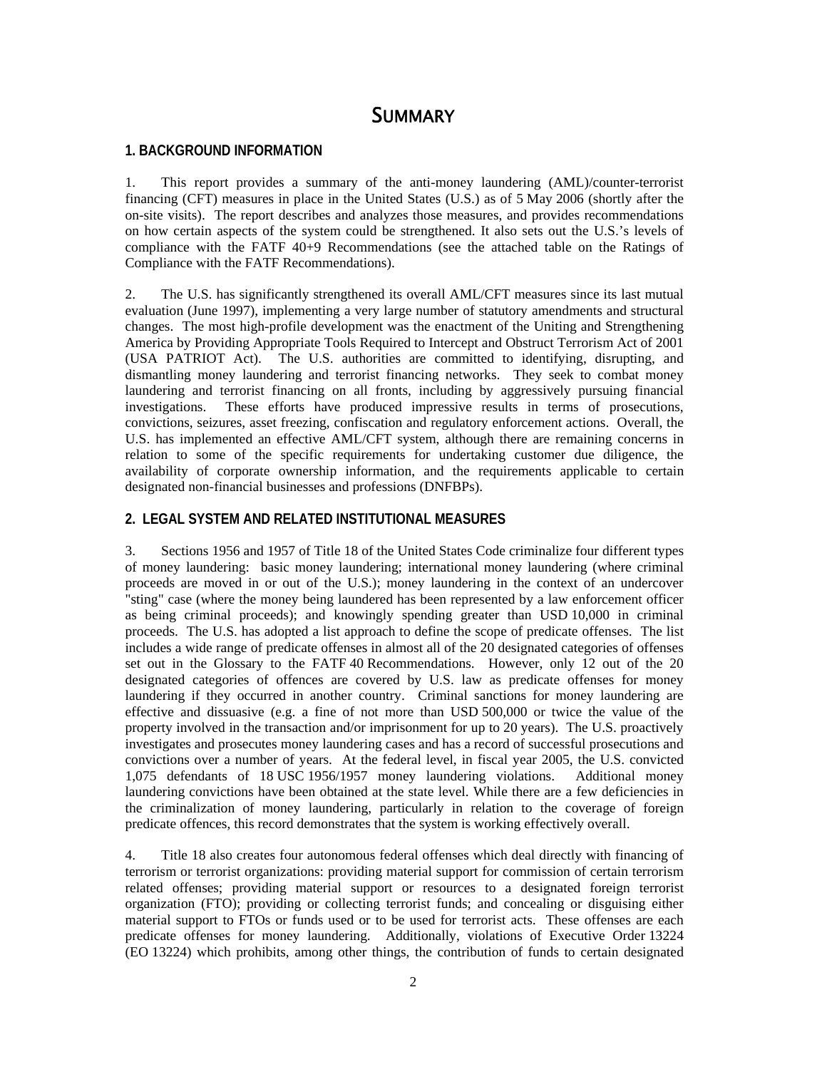# SUMMARY

## 1. BACKGROUND INFORMATION

1. This report provides a summary of the anti-money laundering (AML)/counter-terrorist financing (CFT) measures in place in the United States (U.S.) as of 5 May 2006 (shortly after the on-site visits). The report describes and analyzes those measures, and provides recommendations on how certain aspects of the system could be strengthened. It also sets out the U.S.'s levels of compliance with the FATF 40+9 Recommendations (see the attached table on the Ratings of Compliance with the FATF Recommendations).

2. The U.S. has significantly strengthened its overall AML/CFT measures since its last mutual evaluation (June 1997), implementing a very large number of statutory amendments and structural changes. The most high-profile development was the enactment of the Uniting and Strengthening America by Providing Appropriate Tools Required to Intercept and Obstruct Terrorism Act of 2001 (USA PATRIOT Act). The U.S. authorities are committed to identifying, disrupting, and dismantling money laundering and terrorist financing networks. They seek to combat money laundering and terrorist financing on all fronts, including by aggressively pursuing financial investigations. These efforts have produced impressive results in terms of prosecutions, convictions, seizures, asset freezing, confiscation and regulatory enforcement actions. Overall, the U.S. has implemented an effective AML/CFT system, although there are remaining concerns in relation to some of the specific requirements for undertaking customer due diligence, the availability of corporate ownership information, and the requirements applicable to certain designated non-financial businesses and professions (DNFBPs).

## 2. LEGAL SYSTEM AND RELATED INSTITUTIONAL MEASURES

3. Sections 1956 and 1957 of Title 18 of the United States Code criminalize four different types of money laundering: basic money laundering; international money laundering (where criminal proceeds are moved in or out of the U.S.); money laundering in the context of an undercover "sting" case (where the money being laundered has been represented by a law enforcement officer as being criminal proceeds); and knowingly spending greater than USD 10,000 in criminal proceeds. The U.S. has adopted a list approach to define the scope of predicate offenses. The list includes a wide range of predicate offenses in almost all of the 20 designated categories of offenses set out in the Glossary to the FATF 40 Recommendations. However, only 12 out of the 20 designated categories of offences are covered by U.S. law as predicate offenses for money laundering if they occurred in another country. Criminal sanctions for money laundering are effective and dissuasive (e.g. a fine of not more than USD 500,000 or twice the value of the property involved in the transaction and/or imprisonment for up to 20 years). The U.S. proactively investigates and prosecutes money laundering cases and has a record of successful prosecutions and convictions over a number of years. At the federal level, in fiscal year 2005, the U.S. convicted 1,075 defendants of 18 USC 1956/1957 money laundering violations. Additional money laundering convictions have been obtained at the state level. While there are a few deficiencies in the criminalization of money laundering, particularly in relation to the coverage of foreign predicate offences, this record demonstrates that the system is working effectively overall.

4. Title 18 also creates four autonomous federal offenses which deal directly with financing of terrorism or terrorist organizations: providing material support for commission of certain terrorism related offenses; providing material support or resources to a designated foreign terrorist organization (FTO); providing or collecting terrorist funds; and concealing or disguising either material support to FTOs or funds used or to be used for terrorist acts. These offenses are each predicate offenses for money laundering. Additionally, violations of Executive Order 13224 (EO 13224) which prohibits, among other things, the contribution of funds to certain designated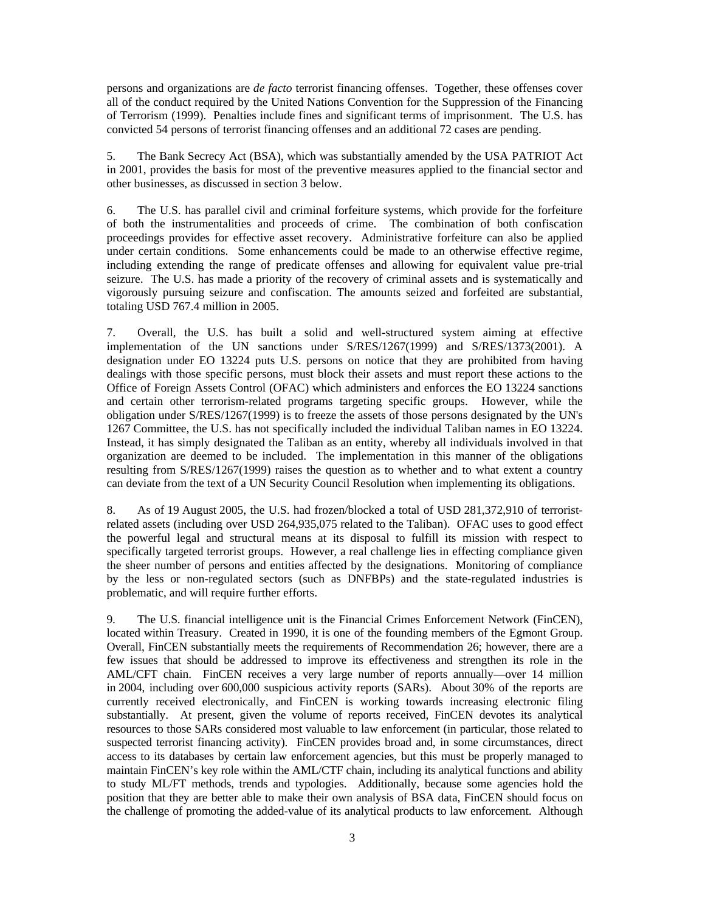persons and organizations are *de facto* terrorist financing offenses. Together, these offenses cover all of the conduct required by the United Nations Convention for the Suppression of the Financing of Terrorism (1999). Penalties include fines and significant terms of imprisonment. The U.S. has convicted 54 persons of terrorist financing offenses and an additional 72 cases are pending.

5. The Bank Secrecy Act (BSA), which was substantially amended by the USA PATRIOT Act in 2001, provides the basis for most of the preventive measures applied to the financial sector and other businesses, as discussed in section 3 below.

6. The U.S. has parallel civil and criminal forfeiture systems, which provide for the forfeiture of both the instrumentalities and proceeds of crime. The combination of both confiscation proceedings provides for effective asset recovery. Administrative forfeiture can also be applied under certain conditions. Some enhancements could be made to an otherwise effective regime, including extending the range of predicate offenses and allowing for equivalent value pre-trial seizure. The U.S. has made a priority of the recovery of criminal assets and is systematically and vigorously pursuing seizure and confiscation. The amounts seized and forfeited are substantial, totaling USD 767.4 million in 2005.

7. Overall, the U.S. has built a solid and well-structured system aiming at effective implementation of the UN sanctions under S/RES/1267(1999) and S/RES/1373(2001). A designation under EO 13224 puts U.S. persons on notice that they are prohibited from having dealings with those specific persons, must block their assets and must report these actions to the Office of Foreign Assets Control (OFAC) which administers and enforces the EO 13224 sanctions and certain other terrorism-related programs targeting specific groups. However, while the obligation under S/RES/1267(1999) is to freeze the assets of those persons designated by the UN's 1267 Committee, the U.S. has not specifically included the individual Taliban names in EO 13224. Instead, it has simply designated the Taliban as an entity, whereby all individuals involved in that organization are deemed to be included. The implementation in this manner of the obligations resulting from S/RES/1267(1999) raises the question as to whether and to what extent a country can deviate from the text of a UN Security Council Resolution when implementing its obligations.

8. As of 19 August 2005, the U.S. had frozen/blocked a total of USD 281,372,910 of terrorist-related assets (including over USD 264,935,075 related to the Taliban). OFAC uses to good effect the powerful legal and structural means at its disposal to fulfill its mission with respect to specifically targeted terrorist groups. However, a real challenge lies in effecting compliance given the sheer number of persons and entities affected by the designations. Monitoring of compliance by the less or non-regulated sectors (such as DNFBPs) and the state-regulated industries is problematic, and will require further efforts.

9. The U.S. financial intelligence unit is the Financial Crimes Enforcement Network (FinCEN), located within Treasury. Created in 1990, it is one of the founding members of the Egmont Group. Overall, FinCEN substantially meets the requirements of Recommendation 26; however, there are a few issues that should be addressed to improve its effectiveness and strengthen its role in the AML/CFT chain. FinCEN receives a very large number of reports annually—over 14 million in 2004, including over 600,000 suspicious activity reports (SARs). About 30% of the reports are currently received electronically, and FinCEN is working towards increasing electronic filing substantially. At present, given the volume of reports received, FinCEN devotes its analytical resources to those SARs considered most valuable to law enforcement (in particular, those related to suspected terrorist financing activity). FinCEN provides broad and, in some circumstances, direct access to its databases by certain law enforcement agencies, but this must be properly managed to maintain FinCEN's key role within the AML/CTF chain, including its analytical functions and ability to study ML/FT methods, trends and typologies. Additionally, because some agencies hold the position that they are better able to make their own analysis of BSA data, FinCEN should focus on the challenge of promoting the added-value of its analytical products to law enforcement. Although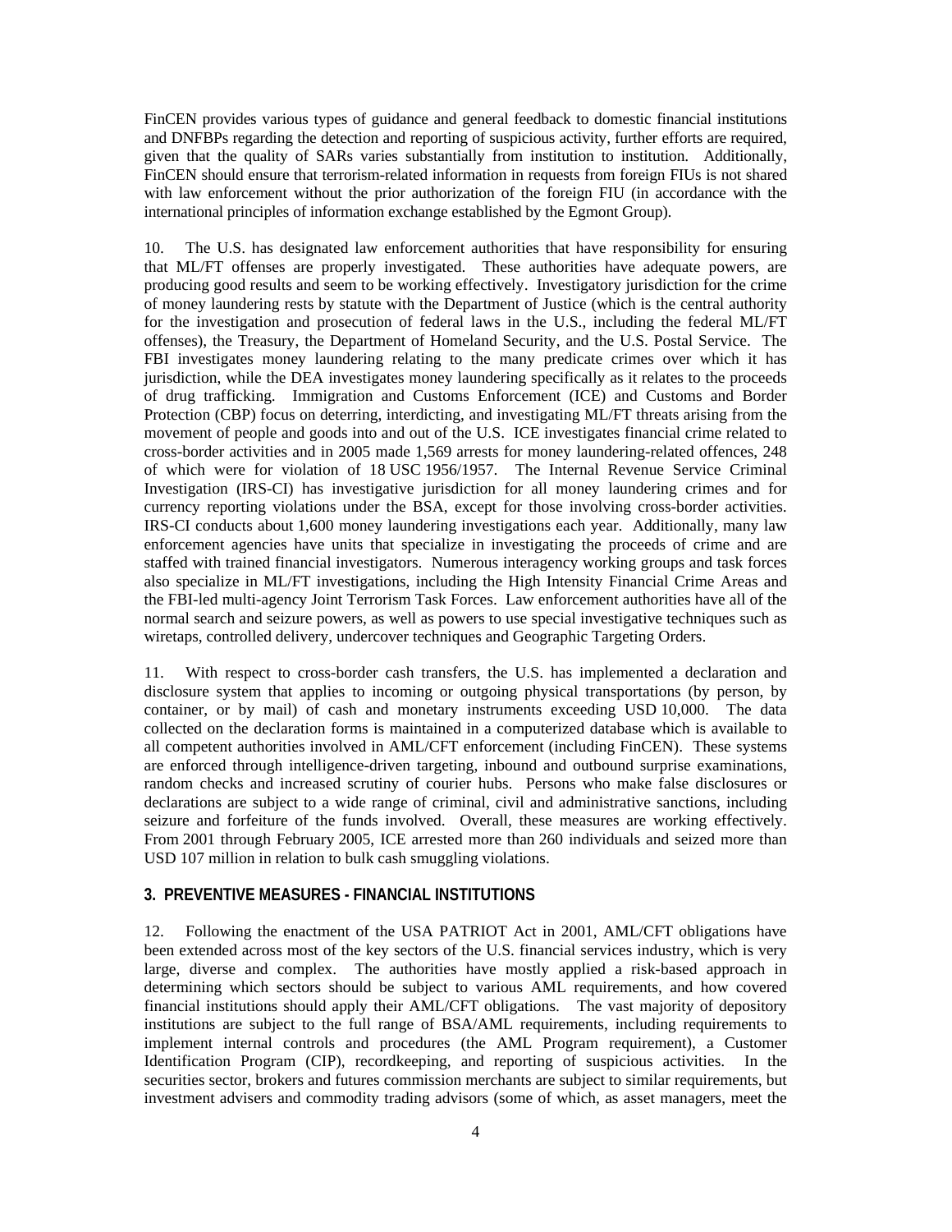FinCEN provides various types of guidance and general feedback to domestic financial institutions and DNFBPs regarding the detection and reporting of suspicious activity, further efforts are required, given that the quality of SARs varies substantially from institution to institution. Additionally, FinCEN should ensure that terrorism-related information in requests from foreign FIUs is not shared with law enforcement without the prior authorization of the foreign FIU (in accordance with the international principles of information exchange established by the Egmont Group).

10. The U.S. has designated law enforcement authorities that have responsibility for ensuring that ML/FT offenses are properly investigated. These authorities have adequate powers, are producing good results and seem to be working effectively. Investigatory jurisdiction for the crime of money laundering rests by statute with the Department of Justice (which is the central authority for the investigation and prosecution of federal laws in the U.S., including the federal ML/FT offenses), the Treasury, the Department of Homeland Security, and the U.S. Postal Service. The FBI investigates money laundering relating to the many predicate crimes over which it has jurisdiction, while the DEA investigates money laundering specifically as it relates to the proceeds of drug trafficking. Immigration and Customs Enforcement (ICE) and Customs and Border Protection (CBP) focus on deterring, interdicting, and investigating ML/FT threats arising from the movement of people and goods into and out of the U.S. ICE investigates financial crime related to cross-border activities and in 2005 made 1,569 arrests for money laundering-related offences, 248 of which were for violation of 18 USC 1956/1957. The Internal Revenue Service Criminal Investigation (IRS-CI) has investigative jurisdiction for all money laundering crimes and for currency reporting violations under the BSA, except for those involving cross-border activities. IRS-CI conducts about 1,600 money laundering investigations each year. Additionally, many law enforcement agencies have units that specialize in investigating the proceeds of crime and are staffed with trained financial investigators. Numerous interagency working groups and task forces also specialize in ML/FT investigations, including the High Intensity Financial Crime Areas and the FBI-led multi-agency Joint Terrorism Task Forces. Law enforcement authorities have all of the normal search and seizure powers, as well as powers to use special investigative techniques such as wiretaps, controlled delivery, undercover techniques and Geographic Targeting Orders.

11. With respect to cross-border cash transfers, the U.S. has implemented a declaration and disclosure system that applies to incoming or outgoing physical transportations (by person, by container, or by mail) of cash and monetary instruments exceeding USD 10,000. The data collected on the declaration forms is maintained in a computerized database which is available to all competent authorities involved in AML/CFT enforcement (including FinCEN). These systems are enforced through intelligence-driven targeting, inbound and outbound surprise examinations, random checks and increased scrutiny of courier hubs. Persons who make false disclosures or declarations are subject to a wide range of criminal, civil and administrative sanctions, including seizure and forfeiture of the funds involved. Overall, these measures are working effectively. From 2001 through February 2005, ICE arrested more than 260 individuals and seized more than USD 107 million in relation to bulk cash smuggling violations.

## 3. PREVENTIVE MEASURES - FINANCIAL INSTITUTIONS

12. Following the enactment of the USA PATRIOT Act in 2001, AML/CFT obligations have been extended across most of the key sectors of the U.S. financial services industry, which is very large, diverse and complex. The authorities have mostly applied a risk-based approach in determining which sectors should be subject to various AML requirements, and how covered financial institutions should apply their AML/CFT obligations. The vast majority of depository institutions are subject to the full range of BSA/AML requirements, including requirements to implement internal controls and procedures (the AML Program requirement), a Customer Identification Program (CIP), recordkeeping, and reporting of suspicious activities. In the securities sector, brokers and futures commission merchants are subject to similar requirements, but investment advisers and commodity trading advisors (some of which, as asset managers, meet the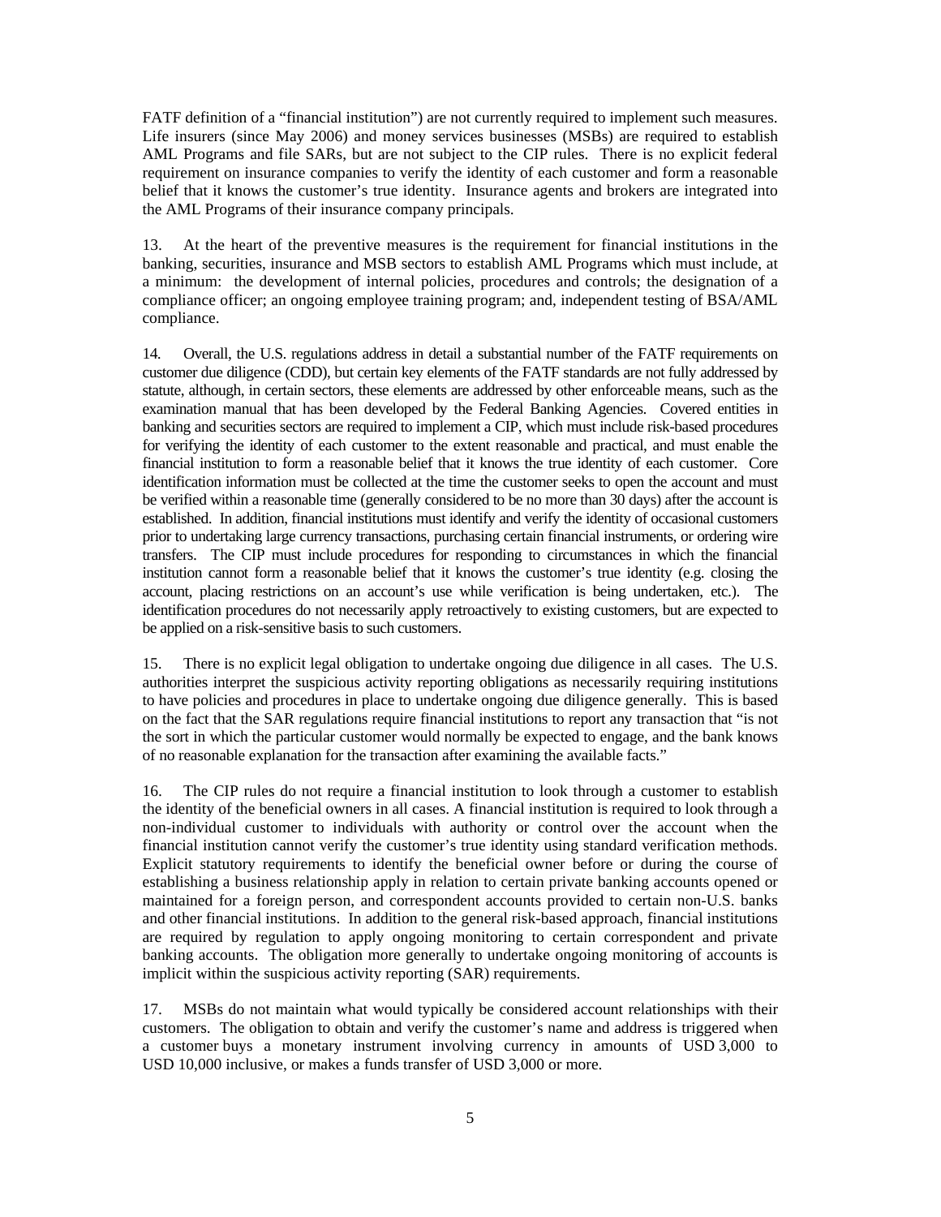FATF definition of a "financial institution") are not currently required to implement such measures. Life insurers (since May 2006) and money services businesses (MSBs) are required to establish AML Programs and file SARs, but are not subject to the CIP rules. There is no explicit federal requirement on insurance companies to verify the identity of each customer and form a reasonable belief that it knows the customer's true identity. Insurance agents and brokers are integrated into the AML Programs of their insurance company principals.

13. At the heart of the preventive measures is the requirement for financial institutions in the banking, securities, insurance and MSB sectors to establish AML Programs which must include, at a minimum: the development of internal policies, procedures and controls; the designation of a compliance officer; an ongoing employee training program; and, independent testing of BSA/AML compliance.

14. Overall, the U.S. regulations address in detail a substantial number of the FATF requirements on customer due diligence (CDD), but certain key elements of the FATF standards are not fully addressed by statute, although, in certain sectors, these elements are addressed by other enforceable means, such as the examination manual that has been developed by the Federal Banking Agencies. Covered entities in banking and securities sectors are required to implement a CIP, which must include risk-based procedures for verifying the identity of each customer to the extent reasonable and practical, and must enable the financial institution to form a reasonable belief that it knows the true identity of each customer. Core identification information must be collected at the time the customer seeks to open the account and must be verified within a reasonable time (generally considered to be no more than 30 days) after the account is established. In addition, financial institutions must identify and verify the identity of occasional customers prior to undertaking large currency transactions, purchasing certain financial instruments, or ordering wire transfers. The CIP must include procedures for responding to circumstances in which the financial institution cannot form a reasonable belief that it knows the customer's true identity (e.g. closing the account, placing restrictions on an account's use while verification is being undertaken, etc.). The identification procedures do not necessarily apply retroactively to existing customers, but are expected to be applied on a risk-sensitive basis to such customers.

15. There is no explicit legal obligation to undertake ongoing due diligence in all cases. The U.S. authorities interpret the suspicious activity reporting obligations as necessarily requiring institutions to have policies and procedures in place to undertake ongoing due diligence generally. This is based on the fact that the SAR regulations require financial institutions to report any transaction that "is not the sort in which the particular customer would normally be expected to engage, and the bank knows of no reasonable explanation for the transaction after examining the available facts."

16. The CIP rules do not require a financial institution to look through a customer to establish the identity of the beneficial owners in all cases. A financial institution is required to look through a non-individual customer to individuals with authority or control over the account when the financial institution cannot verify the customer's true identity using standard verification methods. Explicit statutory requirements to identify the beneficial owner before or during the course of establishing a business relationship apply in relation to certain private banking accounts opened or maintained for a foreign person, and correspondent accounts provided to certain non-U.S. banks and other financial institutions. In addition to the general risk-based approach, financial institutions are required by regulation to apply ongoing monitoring to certain correspondent and private banking accounts. The obligation more generally to undertake ongoing monitoring of accounts is implicit within the suspicious activity reporting (SAR) requirements.

17. MSBs do not maintain what would typically be considered account relationships with their customers. The obligation to obtain and verify the customer's name and address is triggered when a customer buys a monetary instrument involving currency in amounts of USD 3,000 to USD 10,000 inclusive, or makes a funds transfer of USD 3,000 or more.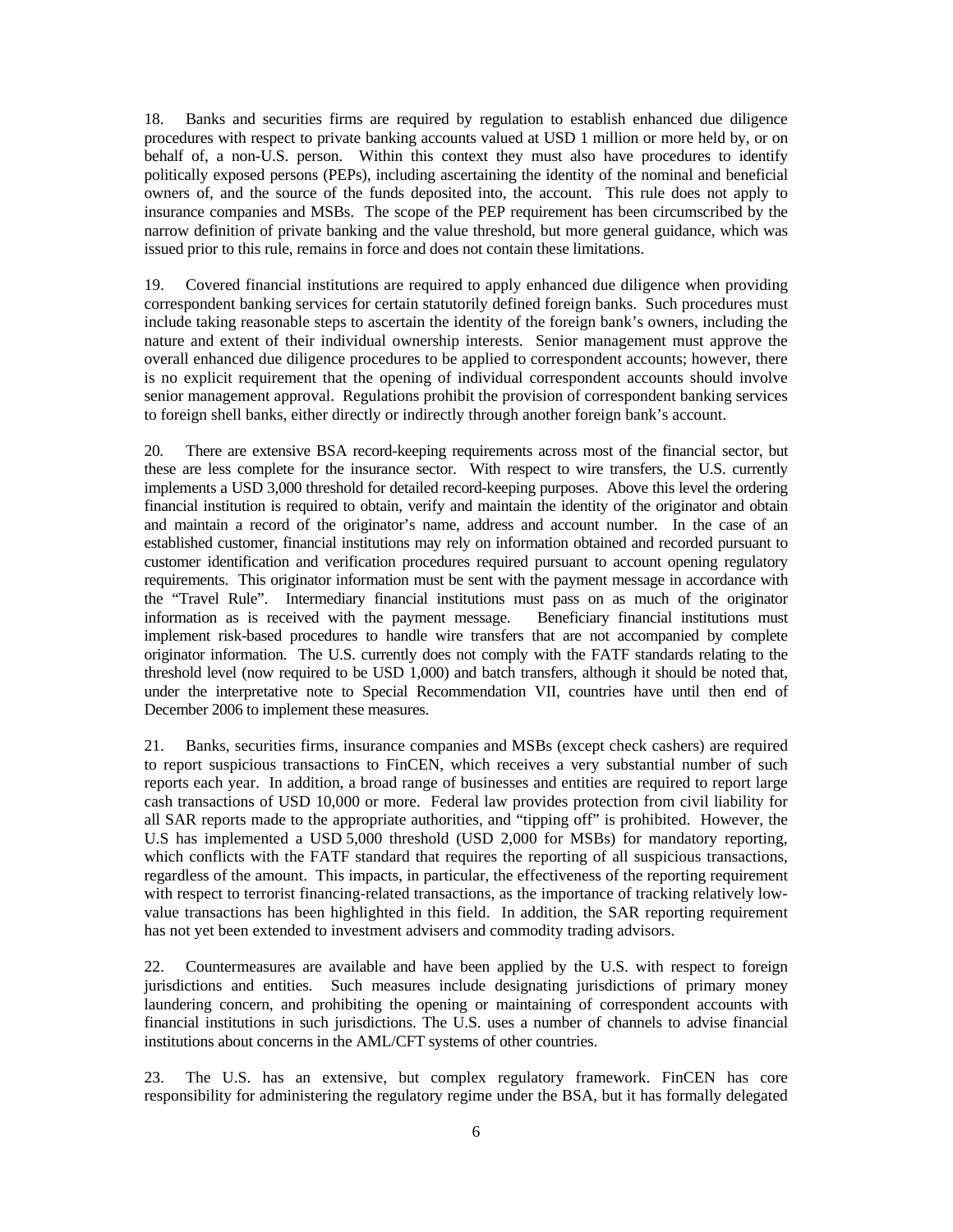18. Banks and securities firms are required by regulation to establish enhanced due diligence procedures with respect to private banking accounts valued at USD 1 million or more held by, or on behalf of, a non-U.S. person. Within this context they must also have procedures to identify politically exposed persons (PEPs), including ascertaining the identity of the nominal and beneficial owners of, and the source of the funds deposited into, the account. This rule does not apply to insurance companies and MSBs. The scope of the PEP requirement has been circumscribed by the narrow definition of private banking and the value threshold, but more general guidance, which was issued prior to this rule, remains in force and does not contain these limitations.

19. Covered financial institutions are required to apply enhanced due diligence when providing correspondent banking services for certain statutorily defined foreign banks. Such procedures must include taking reasonable steps to ascertain the identity of the foreign bank's owners, including the nature and extent of their individual ownership interests. Senior management must approve the overall enhanced due diligence procedures to be applied to correspondent accounts; however, there is no explicit requirement that the opening of individual correspondent accounts should involve senior management approval. Regulations prohibit the provision of correspondent banking services to foreign shell banks, either directly or indirectly through another foreign bank's account.

20. There are extensive BSA record-keeping requirements across most of the financial sector, but these are less complete for the insurance sector. With respect to wire transfers, the U.S. currently implements a USD 3,000 threshold for detailed record-keeping purposes. Above this level the ordering financial institution is required to obtain, verify and maintain the identity of the originator and obtain and maintain a record of the originator's name, address and account number. In the case of an established customer, financial institutions may rely on information obtained and recorded pursuant to customer identification and verification procedures required pursuant to account opening regulatory requirements. This originator information must be sent with the payment message in accordance with the "Travel Rule". Intermediary financial institutions must pass on as much of the originator information as is received with the payment message. Beneficiary financial institutions must implement risk-based procedures to handle wire transfers that are not accompanied by complete originator information. The U.S. currently does not comply with the FATF standards relating to the threshold level (now required to be USD 1,000) and batch transfers, although it should be noted that, under the interpretative note to Special Recommendation VII, countries have until then end of December 2006 to implement these measures.

21. Banks, securities firms, insurance companies and MSBs (except check cashers) are required to report suspicious transactions to FinCEN, which receives a very substantial number of such reports each year. In addition, a broad range of businesses and entities are required to report large cash transactions of USD 10,000 or more. Federal law provides protection from civil liability for all SAR reports made to the appropriate authorities, and "tipping off" is prohibited. However, the U.S has implemented a USD 5,000 threshold (USD 2,000 for MSBs) for mandatory reporting, which conflicts with the FATF standard that requires the reporting of all suspicious transactions, regardless of the amount. This impacts, in particular, the effectiveness of the reporting requirement with respect to terrorist financing-related transactions, as the importance of tracking relatively low-value transactions has been highlighted in this field. In addition, the SAR reporting requirement has not yet been extended to investment advisers and commodity trading advisors.

22. Countermeasures are available and have been applied by the U.S. with respect to foreign jurisdictions and entities. Such measures include designating jurisdictions of primary money laundering concern, and prohibiting the opening or maintaining of correspondent accounts with financial institutions in such jurisdictions. The U.S. uses a number of channels to advise financial institutions about concerns in the AML/CFT systems of other countries.

23. The U.S. has an extensive, but complex regulatory framework. FinCEN has core responsibility for administering the regulatory regime under the BSA, but it has formally delegated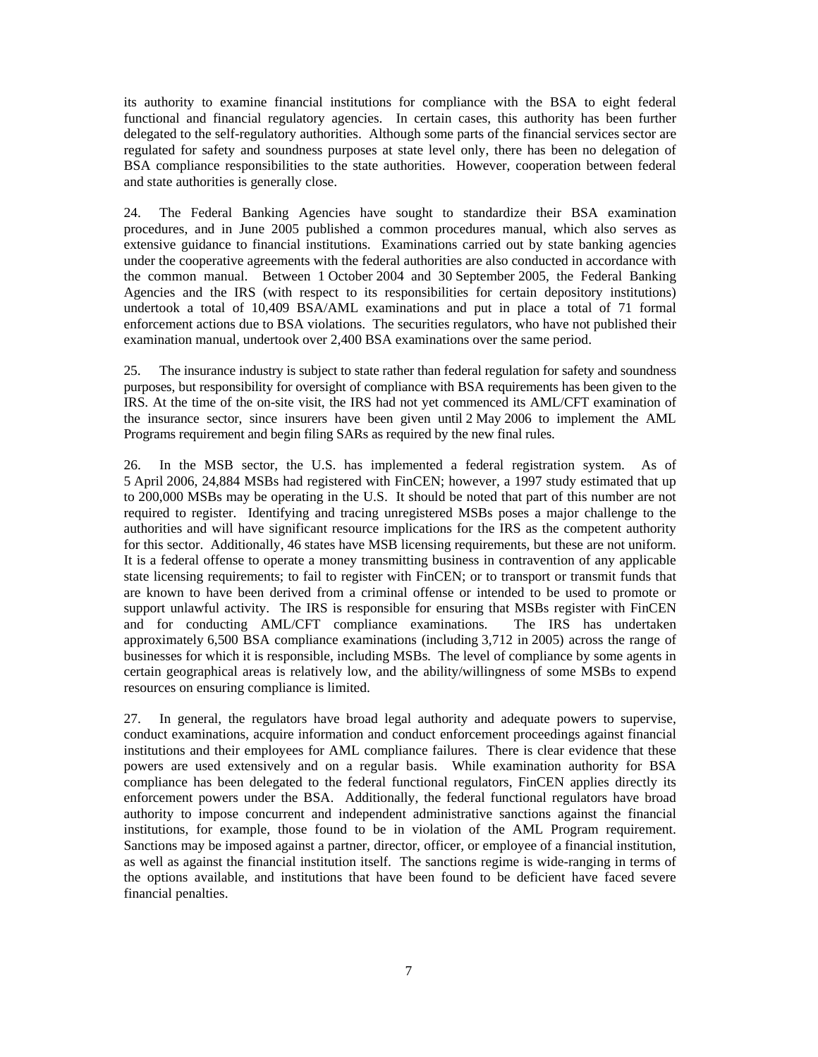its authority to examine financial institutions for compliance with the BSA to eight federal functional and financial regulatory agencies. In certain cases, this authority has been further delegated to the self-regulatory authorities. Although some parts of the financial services sector are regulated for safety and soundness purposes at state level only, there has been no delegation of BSA compliance responsibilities to the state authorities. However, cooperation between federal and state authorities is generally close.

24. The Federal Banking Agencies have sought to standardize their BSA examination procedures, and in June 2005 published a common procedures manual, which also serves as extensive guidance to financial institutions. Examinations carried out by state banking agencies under the cooperative agreements with the federal authorities are also conducted in accordance with the common manual. Between 1 October 2004 and 30 September 2005, the Federal Banking Agencies and the IRS (with respect to its responsibilities for certain depository institutions) undertook a total of 10,409 BSA/AML examinations and put in place a total of 71 formal enforcement actions due to BSA violations. The securities regulators, who have not published their examination manual, undertook over 2,400 BSA examinations over the same period.

25. The insurance industry is subject to state rather than federal regulation for safety and soundness purposes, but responsibility for oversight of compliance with BSA requirements has been given to the IRS. At the time of the on-site visit, the IRS had not yet commenced its AML/CFT examination of the insurance sector, since insurers have been given until 2 May 2006 to implement the AML Programs requirement and begin filing SARs as required by the new final rules.

26. In the MSB sector, the U.S. has implemented a federal registration system. As of 5 April 2006, 24,884 MSBs had registered with FinCEN; however, a 1997 study estimated that up to 200,000 MSBs may be operating in the U.S. It should be noted that part of this number are not required to register. Identifying and tracing unregistered MSBs poses a major challenge to the authorities and will have significant resource implications for the IRS as the competent authority for this sector. Additionally, 46 states have MSB licensing requirements, but these are not uniform. It is a federal offense to operate a money transmitting business in contravention of any applicable state licensing requirements; to fail to register with FinCEN; or to transport or transmit funds that are known to have been derived from a criminal offense or intended to be used to promote or support unlawful activity. The IRS is responsible for ensuring that MSBs register with FinCEN and for conducting AML/CFT compliance examinations. The IRS has undertaken approximately 6,500 BSA compliance examinations (including 3,712 in 2005) across the range of businesses for which it is responsible, including MSBs. The level of compliance by some agents in certain geographical areas is relatively low, and the ability/willingness of some MSBs to expend resources on ensuring compliance is limited.

27. In general, the regulators have broad legal authority and adequate powers to supervise, conduct examinations, acquire information and conduct enforcement proceedings against financial institutions and their employees for AML compliance failures. There is clear evidence that these powers are used extensively and on a regular basis. While examination authority for BSA compliance has been delegated to the federal functional regulators, FinCEN applies directly its enforcement powers under the BSA. Additionally, the federal functional regulators have broad authority to impose concurrent and independent administrative sanctions against the financial institutions, for example, those found to be in violation of the AML Program requirement. Sanctions may be imposed against a partner, director, officer, or employee of a financial institution, as well as against the financial institution itself. The sanctions regime is wide-ranging in terms of the options available, and institutions that have been found to be deficient have faced severe financial penalties.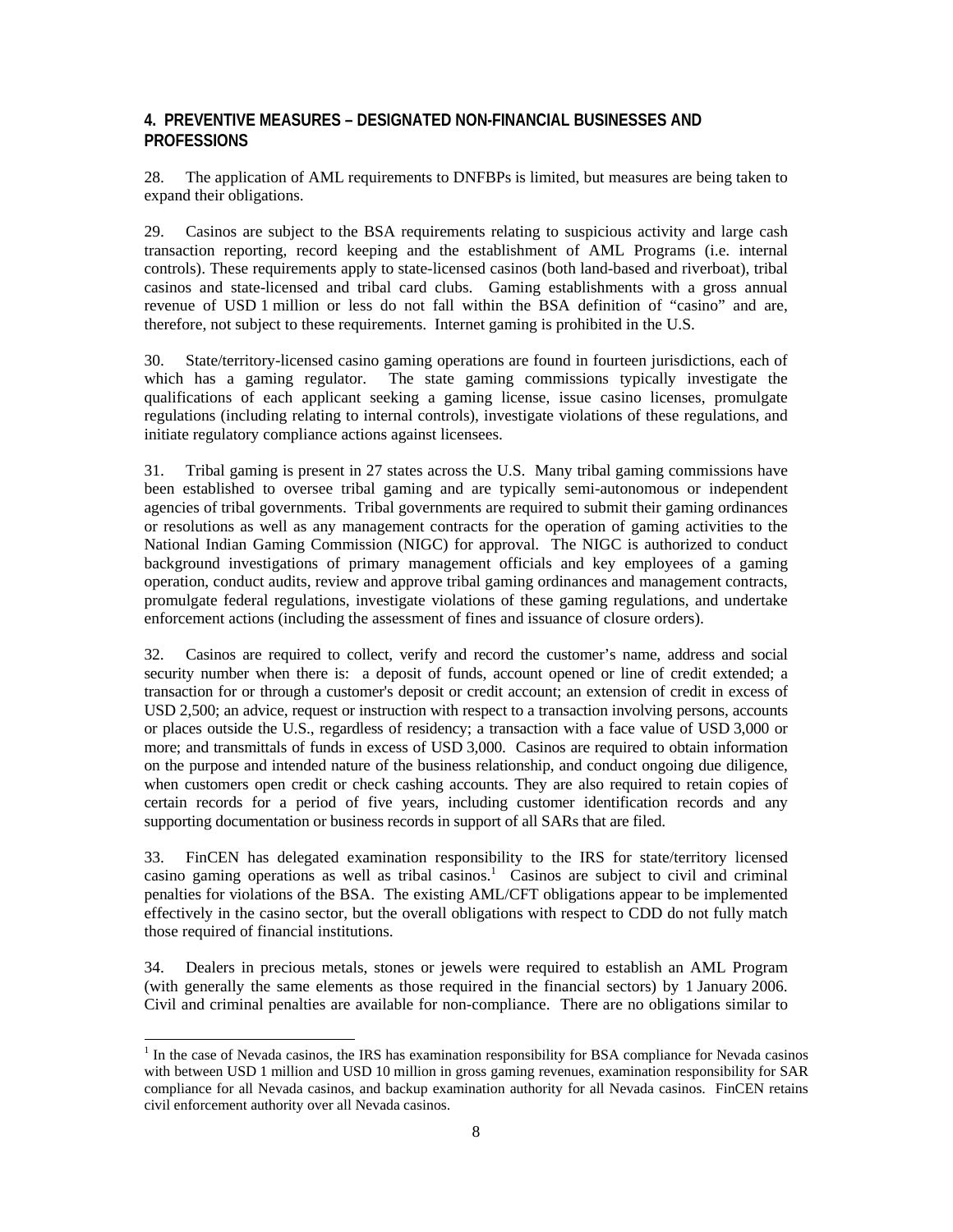## 4. PREVENTIVE MEASURES – DESIGNATED NON-FINANCIAL BUSINESSES AND PROFESSIONS

28. The application of AML requirements to DNFBPs is limited, but measures are being taken to expand their obligations.

29. Casinos are subject to the BSA requirements relating to suspicious activity and large cash transaction reporting, record keeping and the establishment of AML Programs (i.e. internal controls). These requirements apply to state-licensed casinos (both land-based and riverboat), tribal casinos and state-licensed and tribal card clubs. Gaming establishments with a gross annual revenue of USD 1 million or less do not fall within the BSA definition of "casino" and are, therefore, not subject to these requirements. Internet gaming is prohibited in the U.S.

30. State/territory-licensed casino gaming operations are found in fourteen jurisdictions, each of which has a gaming regulator. The state gaming commissions typically investigate the qualifications of each applicant seeking a gaming license, issue casino licenses, promulgate regulations (including relating to internal controls), investigate violations of these regulations, and initiate regulatory compliance actions against licensees.

31. Tribal gaming is present in 27 states across the U.S. Many tribal gaming commissions have been established to oversee tribal gaming and are typically semi-autonomous or independent agencies of tribal governments. Tribal governments are required to submit their gaming ordinances or resolutions as well as any management contracts for the operation of gaming activities to the National Indian Gaming Commission (NIGC) for approval. The NIGC is authorized to conduct background investigations of primary management officials and key employees of a gaming operation, conduct audits, review and approve tribal gaming ordinances and management contracts, promulgate federal regulations, investigate violations of these gaming regulations, and undertake enforcement actions (including the assessment of fines and issuance of closure orders).

32. Casinos are required to collect, verify and record the customer's name, address and social security number when there is: a deposit of funds, account opened or line of credit extended; a transaction for or through a customer's deposit or credit account; an extension of credit in excess of USD 2,500; an advice, request or instruction with respect to a transaction involving persons, accounts or places outside the U.S., regardless of residency; a transaction with a face value of USD 3,000 or more; and transmittals of funds in excess of USD 3,000. Casinos are required to obtain information on the purpose and intended nature of the business relationship, and conduct ongoing due diligence, when customers open credit or check cashing accounts. They are also required to retain copies of certain records for a period of five years, including customer identification records and any supporting documentation or business records in support of all SARs that are filed.

33. FinCEN has delegated examination responsibility to the IRS for state/territory licensed casino gaming operations as well as tribal casinos.[1] Casinos are subject to civil and criminal penalties for violations of the BSA. The existing AML/CFT obligations appear to be implemented effectively in the casino sector, but the overall obligations with respect to CDD do not fully match those required of financial institutions.

34. Dealers in precious metals, stones or jewels were required to establish an AML Program (with generally the same elements as those required in the financial sectors) by 1 January 2006. Civil and criminal penalties are available for non-compliance. There are no obligations similar to

---

[1] In the case of Nevada casinos, the IRS has examination responsibility for BSA compliance for Nevada casinos with between USD 1 million and USD 10 million in gross gaming revenues, examination responsibility for SAR compliance for all Nevada casinos, and backup examination authority for all Nevada casinos. FinCEN retains civil enforcement authority over all Nevada casinos.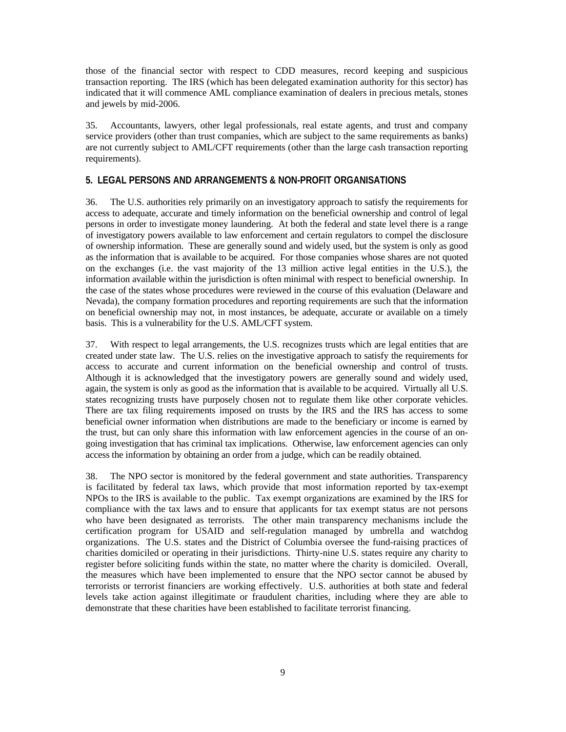those of the financial sector with respect to CDD measures, record keeping and suspicious transaction reporting. The IRS (which has been delegated examination authority for this sector) has indicated that it will commence AML compliance examination of dealers in precious metals, stones and jewels by mid-2006.

35. Accountants, lawyers, other legal professionals, real estate agents, and trust and company service providers (other than trust companies, which are subject to the same requirements as banks) are not currently subject to AML/CFT requirements (other than the large cash transaction reporting requirements).

## 5. LEGAL PERSONS AND ARRANGEMENTS & NON-PROFIT ORGANISATIONS

36. The U.S. authorities rely primarily on an investigatory approach to satisfy the requirements for access to adequate, accurate and timely information on the beneficial ownership and control of legal persons in order to investigate money laundering. At both the federal and state level there is a range of investigatory powers available to law enforcement and certain regulators to compel the disclosure of ownership information. These are generally sound and widely used, but the system is only as good as the information that is available to be acquired. For those companies whose shares are not quoted on the exchanges (i.e. the vast majority of the 13 million active legal entities in the U.S.), the information available within the jurisdiction is often minimal with respect to beneficial ownership. In the case of the states whose procedures were reviewed in the course of this evaluation (Delaware and Nevada), the company formation procedures and reporting requirements are such that the information on beneficial ownership may not, in most instances, be adequate, accurate or available on a timely basis. This is a vulnerability for the U.S. AML/CFT system.

37. With respect to legal arrangements, the U.S. recognizes trusts which are legal entities that are created under state law. The U.S. relies on the investigative approach to satisfy the requirements for access to accurate and current information on the beneficial ownership and control of trusts. Although it is acknowledged that the investigatory powers are generally sound and widely used, again, the system is only as good as the information that is available to be acquired. Virtually all U.S. states recognizing trusts have purposely chosen not to regulate them like other corporate vehicles. There are tax filing requirements imposed on trusts by the IRS and the IRS has access to some beneficial owner information when distributions are made to the beneficiary or income is earned by the trust, but can only share this information with law enforcement agencies in the course of an on-going investigation that has criminal tax implications. Otherwise, law enforcement agencies can only access the information by obtaining an order from a judge, which can be readily obtained.

38. The NPO sector is monitored by the federal government and state authorities. Transparency is facilitated by federal tax laws, which provide that most information reported by tax-exempt NPOs to the IRS is available to the public. Tax exempt organizations are examined by the IRS for compliance with the tax laws and to ensure that applicants for tax exempt status are not persons who have been designated as terrorists. The other main transparency mechanisms include the certification program for USAID and self-regulation managed by umbrella and watchdog organizations. The U.S. states and the District of Columbia oversee the fund-raising practices of charities domiciled or operating in their jurisdictions. Thirty-nine U.S. states require any charity to register before soliciting funds within the state, no matter where the charity is domiciled. Overall, the measures which have been implemented to ensure that the NPO sector cannot be abused by terrorists or terrorist financiers are working effectively. U.S. authorities at both state and federal levels take action against illegitimate or fraudulent charities, including where they are able to demonstrate that these charities have been established to facilitate terrorist financing.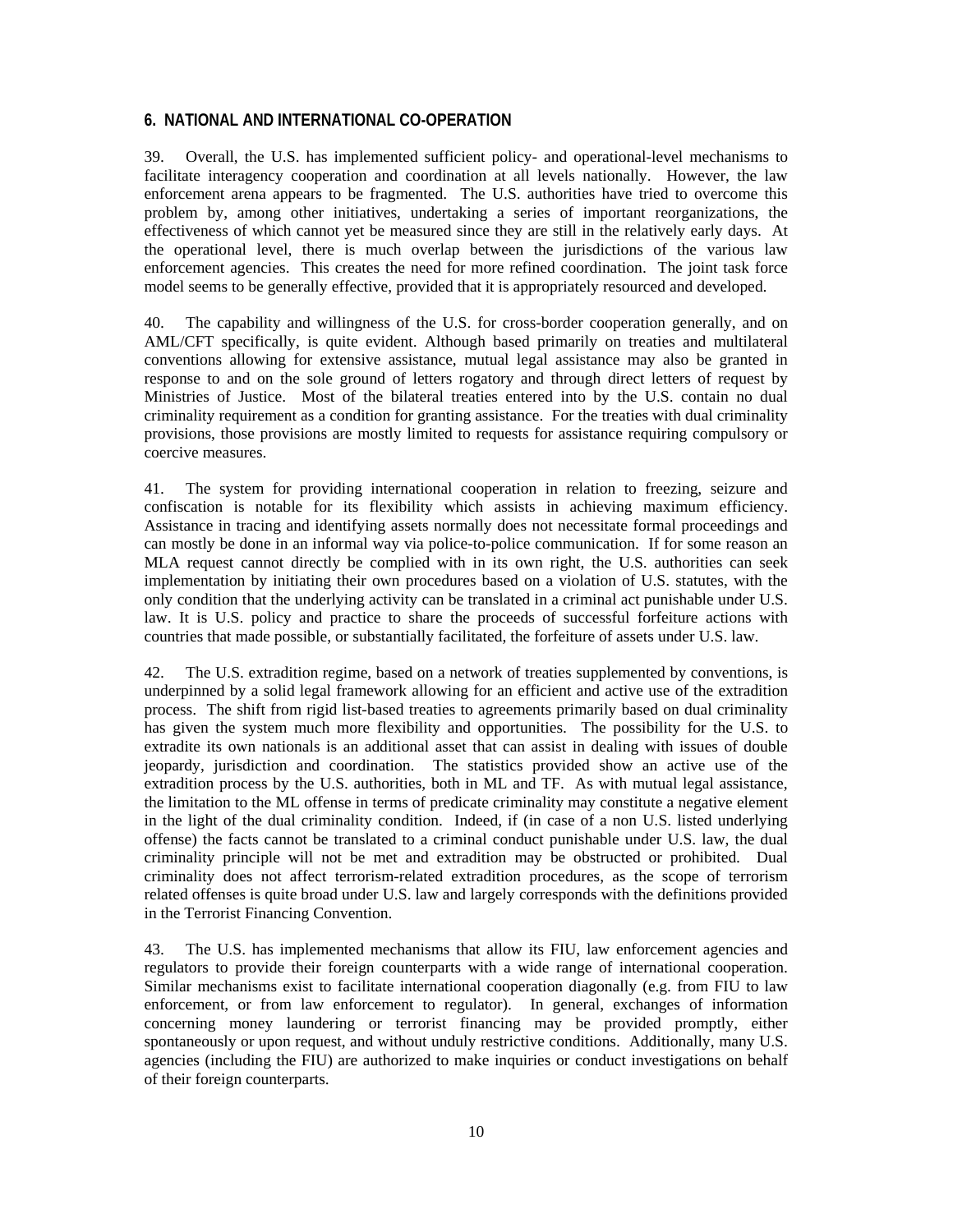## 6. NATIONAL AND INTERNATIONAL CO-OPERATION

39. Overall, the U.S. has implemented sufficient policy- and operational-level mechanisms to facilitate interagency cooperation and coordination at all levels nationally. However, the law enforcement arena appears to be fragmented. The U.S. authorities have tried to overcome this problem by, among other initiatives, undertaking a series of important reorganizations, the effectiveness of which cannot yet be measured since they are still in the relatively early days. At the operational level, there is much overlap between the jurisdictions of the various law enforcement agencies. This creates the need for more refined coordination. The joint task force model seems to be generally effective, provided that it is appropriately resourced and developed.

40. The capability and willingness of the U.S. for cross-border cooperation generally, and on AML/CFT specifically, is quite evident. Although based primarily on treaties and multilateral conventions allowing for extensive assistance, mutual legal assistance may also be granted in response to and on the sole ground of letters rogatory and through direct letters of request by Ministries of Justice. Most of the bilateral treaties entered into by the U.S. contain no dual criminality requirement as a condition for granting assistance. For the treaties with dual criminality provisions, those provisions are mostly limited to requests for assistance requiring compulsory or coercive measures.

41. The system for providing international cooperation in relation to freezing, seizure and confiscation is notable for its flexibility which assists in achieving maximum efficiency. Assistance in tracing and identifying assets normally does not necessitate formal proceedings and can mostly be done in an informal way via police-to-police communication. If for some reason an MLA request cannot directly be complied with in its own right, the U.S. authorities can seek implementation by initiating their own procedures based on a violation of U.S. statutes, with the only condition that the underlying activity can be translated in a criminal act punishable under U.S. law. It is U.S. policy and practice to share the proceeds of successful forfeiture actions with countries that made possible, or substantially facilitated, the forfeiture of assets under U.S. law.

42. The U.S. extradition regime, based on a network of treaties supplemented by conventions, is underpinned by a solid legal framework allowing for an efficient and active use of the extradition process. The shift from rigid list-based treaties to agreements primarily based on dual criminality has given the system much more flexibility and opportunities. The possibility for the U.S. to extradite its own nationals is an additional asset that can assist in dealing with issues of double jeopardy, jurisdiction and coordination. The statistics provided show an active use of the extradition process by the U.S. authorities, both in ML and TF. As with mutual legal assistance, the limitation to the ML offense in terms of predicate criminality may constitute a negative element in the light of the dual criminality condition. Indeed, if (in case of a non U.S. listed underlying offense) the facts cannot be translated to a criminal conduct punishable under U.S. law, the dual criminality principle will not be met and extradition may be obstructed or prohibited. Dual criminality does not affect terrorism-related extradition procedures, as the scope of terrorism related offenses is quite broad under U.S. law and largely corresponds with the definitions provided in the Terrorist Financing Convention.

43. The U.S. has implemented mechanisms that allow its FIU, law enforcement agencies and regulators to provide their foreign counterparts with a wide range of international cooperation. Similar mechanisms exist to facilitate international cooperation diagonally (e.g. from FIU to law enforcement, or from law enforcement to regulator). In general, exchanges of information concerning money laundering or terrorist financing may be provided promptly, either spontaneously or upon request, and without unduly restrictive conditions. Additionally, many U.S. agencies (including the FIU) are authorized to make inquiries or conduct investigations on behalf of their foreign counterparts.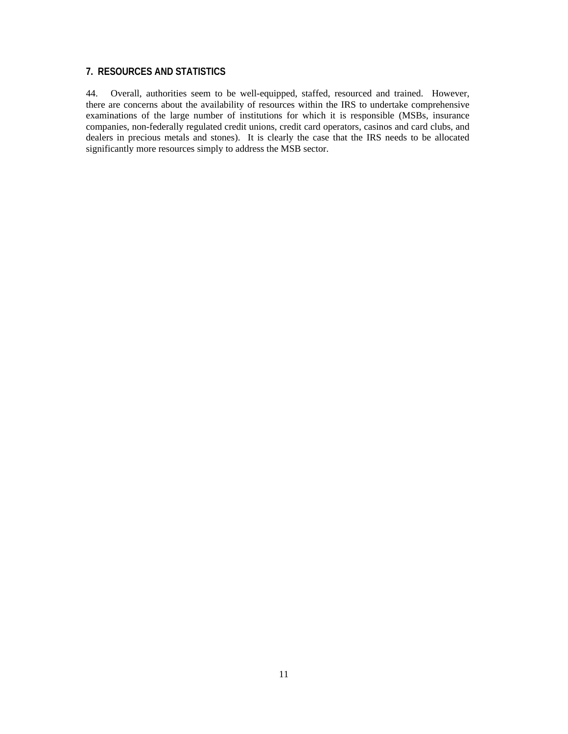## 7. RESOURCES AND STATISTICS

44. Overall, authorities seem to be well-equipped, staffed, resourced and trained. However, there are concerns about the availability of resources within the IRS to undertake comprehensive examinations of the large number of institutions for which it is responsible (MSBs, insurance companies, non-federally regulated credit unions, credit card operators, casinos and card clubs, and dealers in precious metals and stones). It is clearly the case that the IRS needs to be allocated significantly more resources simply to address the MSB sector.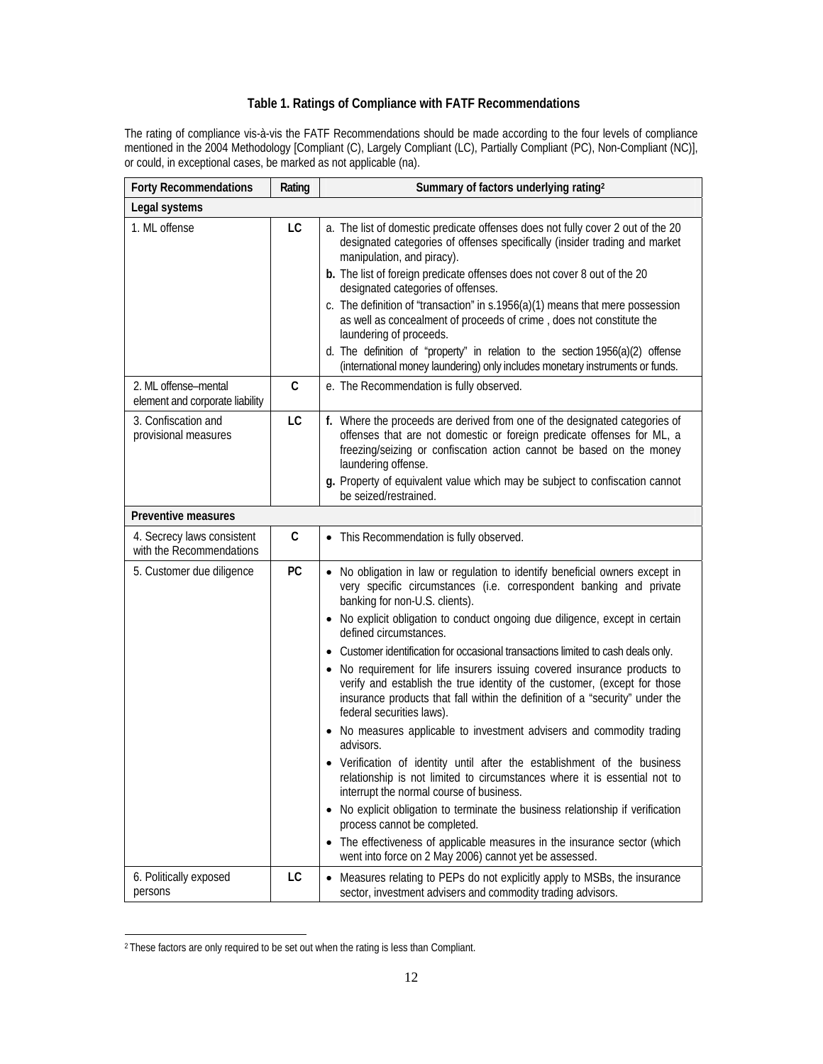### Table 1. Ratings of Compliance with FATF Recommendations

The rating of compliance vis-à-vis the FATF Recommendations should be made according to the four levels of compliance mentioned in the 2004 Methodology [Compliant (C), Largely Compliant (LC), Partially Compliant (PC), Non-Compliant (NC)], or could, in exceptional cases, be marked as not applicable (na).

| Forty Recommendations | Rating | Summary of factors underlying rating[2] |
|---|---|---|
| **Legal systems** | | |
| 1. ML offense | **LC** | a. The list of domestic predicate offenses does not fully cover 2 out of the 20 designated categories of offenses specifically (insider trading and market manipulation, and piracy).<br>**b.** The list of foreign predicate offenses does not cover 8 out of the 20 designated categories of offenses.<br>c. The definition of "transaction" in s.1956(a)(1) means that mere possession as well as concealment of proceeds of crime , does not constitute the laundering of proceeds.<br>d. The definition of "property" in relation to the section 1956(a)(2) offense (international money laundering) only includes monetary instruments or funds. |
| 2. ML offense–mental element and corporate liability | **C** | e. The Recommendation is fully observed. |
| 3. Confiscation and provisional measures | **LC** | **f.** Where the proceeds are derived from one of the designated categories of offenses that are not domestic or foreign predicate offenses for ML, a freezing/seizing or confiscation action cannot be based on the money laundering offense.<br>**g.** Property of equivalent value which may be subject to confiscation cannot be seized/restrained. |
| **Preventive measures** | | |
| 4. Secrecy laws consistent with the Recommendations | **C** | • This Recommendation is fully observed. |
| 5. Customer due diligence | **PC** | • No obligation in law or regulation to identify beneficial owners except in very specific circumstances (i.e. correspondent banking and private banking for non-U.S. clients).<br>• No explicit obligation to conduct ongoing due diligence, except in certain defined circumstances.<br>• Customer identification for occasional transactions limited to cash deals only.<br>• No requirement for life insurers issuing covered insurance products to verify and establish the true identity of the customer, (except for those insurance products that fall within the definition of a "security" under the federal securities laws).<br>• No measures applicable to investment advisers and commodity trading advisors.<br>• Verification of identity until after the establishment of the business relationship is not limited to circumstances where it is essential not to interrupt the normal course of business.<br>• No explicit obligation to terminate the business relationship if verification process cannot be completed.<br>• The effectiveness of applicable measures in the insurance sector (which went into force on 2 May 2006) cannot yet be assessed. |
| 6. Politically exposed persons | **LC** | • Measures relating to PEPs do not explicitly apply to MSBs, the insurance sector, investment advisers and commodity trading advisors. |

[2] These factors are only required to be set out when the rating is less than Compliant.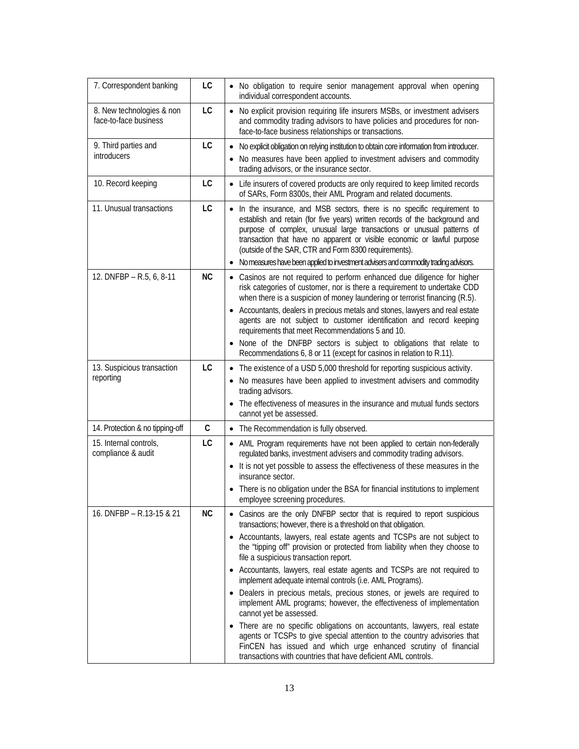| 7. Correspondent banking | LC | • No obligation to require senior management approval when opening individual correspondent accounts. |
|---|---|---|
| 8. New technologies & non face-to-face business | LC | • No explicit provision requiring life insurers MSBs, or investment advisers and commodity trading advisors to have policies and procedures for non-face-to-face business relationships or transactions. |
| 9. Third parties and introducers | LC | • No explicit obligation on relying institution to obtain core information from introducer.<br>• No measures have been applied to investment advisers and commodity trading advisors, or the insurance sector. |
| 10. Record keeping | LC | • Life insurers of covered products are only required to keep limited records of SARs, Form 8300s, their AML Program and related documents. |
| 11. Unusual transactions | LC | • In the insurance, and MSB sectors, there is no specific requirement to establish and retain (for five years) written records of the background and purpose of complex, unusual large transactions or unusual patterns of transaction that have no apparent or visible economic or lawful purpose (outside of the SAR, CTR and Form 8300 requirements).<br>• No measures have been applied to investment advisers and commodity trading advisors. |
| 12. DNFBP – R.5, 6, 8-11 | NC | • Casinos are not required to perform enhanced due diligence for higher risk categories of customer, nor is there a requirement to undertake CDD when there is a suspicion of money laundering or terrorist financing (R.5).<br>• Accountants, dealers in precious metals and stones, lawyers and real estate agents are not subject to customer identification and record keeping requirements that meet Recommendations 5 and 10.<br>• None of the DNFBP sectors is subject to obligations that relate to Recommendations 6, 8 or 11 (except for casinos in relation to R.11). |
| 13. Suspicious transaction reporting | LC | • The existence of a USD 5,000 threshold for reporting suspicious activity.<br>• No measures have been applied to investment advisers and commodity trading advisors.<br>• The effectiveness of measures in the insurance and mutual funds sectors cannot yet be assessed. |
| 14. Protection & no tipping-off | C | • The Recommendation is fully observed. |
| 15. Internal controls, compliance & audit | LC | • AML Program requirements have not been applied to certain non-federally regulated banks, investment advisers and commodity trading advisors.<br>• It is not yet possible to assess the effectiveness of these measures in the insurance sector.<br>• There is no obligation under the BSA for financial institutions to implement employee screening procedures. |
| 16. DNFBP – R.13-15 & 21 | NC | • Casinos are the only DNFBP sector that is required to report suspicious transactions; however, there is a threshold on that obligation.<br>• Accountants, lawyers, real estate agents and TCSPs are not subject to the "tipping off" provision or protected from liability when they choose to file a suspicious transaction report.<br>• Accountants, lawyers, real estate agents and TCSPs are not required to implement adequate internal controls (i.e. AML Programs).<br>• Dealers in precious metals, precious stones, or jewels are required to implement AML programs; however, the effectiveness of implementation cannot yet be assessed.<br>• There are no specific obligations on accountants, lawyers, real estate agents or TCSPs to give special attention to the country advisories that FinCEN has issued and which urge enhanced scrutiny of financial transactions with countries that have deficient AML controls. |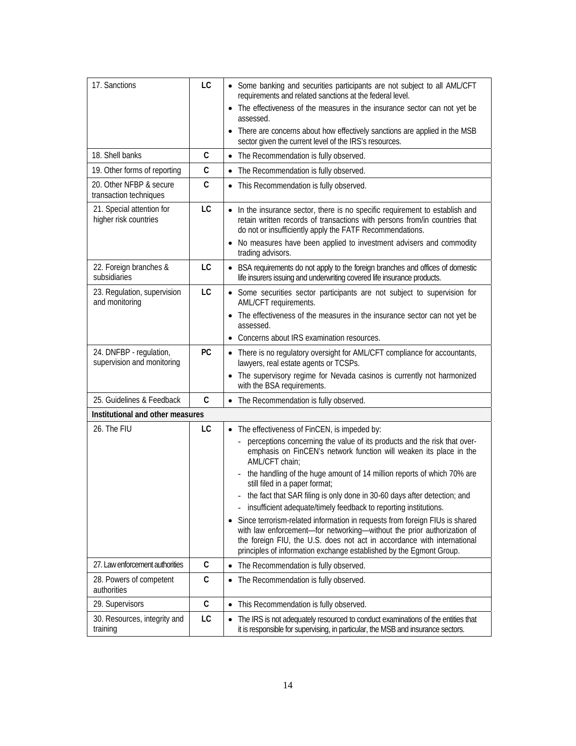| | | |
|---|---|---|
| 17. Sanctions | LC | • Some banking and securities participants are not subject to all AML/CFT requirements and related sanctions at the federal level.<br>• The effectiveness of the measures in the insurance sector can not yet be assessed.<br>• There are concerns about how effectively sanctions are applied in the MSB sector given the current level of the IRS's resources. |
| 18. Shell banks | C | • The Recommendation is fully observed. |
| 19. Other forms of reporting | C | • The Recommendation is fully observed. |
| 20. Other NFBP & secure transaction techniques | C | • This Recommendation is fully observed. |
| 21. Special attention for higher risk countries | LC | • In the insurance sector, there is no specific requirement to establish and retain written records of transactions with persons from/in countries that do not or insufficiently apply the FATF Recommendations.<br>• No measures have been applied to investment advisers and commodity trading advisors. |
| 22. Foreign branches & subsidiaries | LC | • BSA requirements do not apply to the foreign branches and offices of domestic life insurers issuing and underwriting covered life insurance products. |
| 23. Regulation, supervision and monitoring | LC | • Some securities sector participants are not subject to supervision for AML/CFT requirements.<br>• The effectiveness of the measures in the insurance sector can not yet be assessed.<br>• Concerns about IRS examination resources. |
| 24. DNFBP - regulation, supervision and monitoring | PC | • There is no regulatory oversight for AML/CFT compliance for accountants, lawyers, real estate agents or TCSPs.<br>• The supervisory regime for Nevada casinos is currently not harmonized with the BSA requirements. |
| 25. Guidelines & Feedback | C | • The Recommendation is fully observed. |
| **Institutional and other measures** | | |
| 26. The FIU | LC | • The effectiveness of FinCEN, is impeded by:<br>- perceptions concerning the value of its products and the risk that over-emphasis on FinCEN's network function will weaken its place in the AML/CFT chain;<br>- the handling of the huge amount of 14 million reports of which 70% are still filed in a paper format;<br>- the fact that SAR filing is only done in 30-60 days after detection; and<br>- insufficient adequate/timely feedback to reporting institutions.<br>• Since terrorism-related information in requests from foreign FIUs is shared with law enforcement—for networking—without the prior authorization of the foreign FIU, the U.S. does not act in accordance with international principles of information exchange established by the Egmont Group. |
| 27. Law enforcement authorities | C | • The Recommendation is fully observed. |
| 28. Powers of competent authorities | C | • The Recommendation is fully observed. |
| 29. Supervisors | C | • This Recommendation is fully observed. |
| 30. Resources, integrity and training | LC | • The IRS is not adequately resourced to conduct examinations of the entities that it is responsible for supervising, in particular, the MSB and insurance sectors. |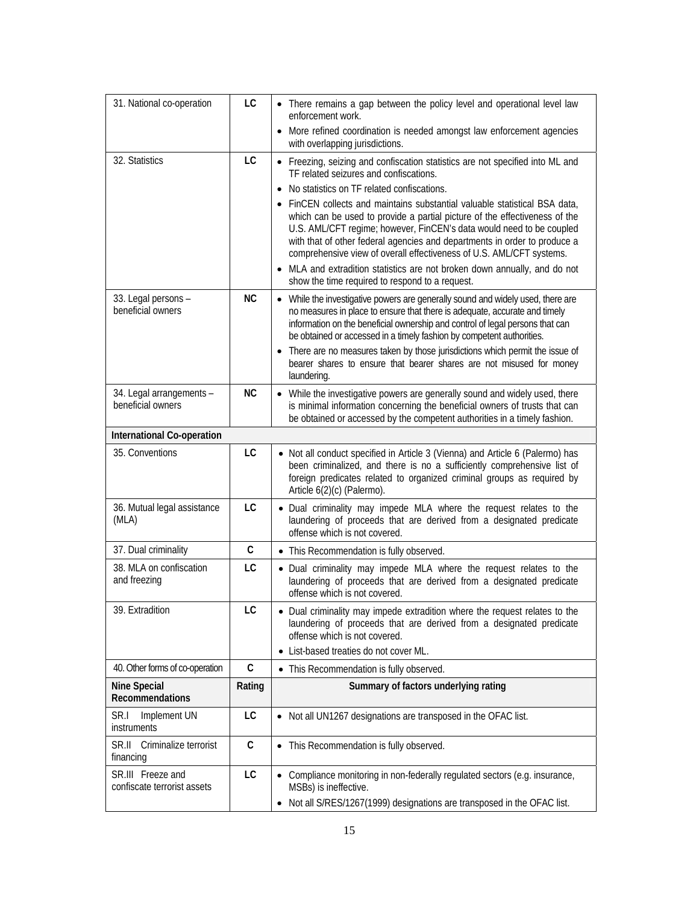| 31. National co-operation | LC | • There remains a gap between the policy level and operational level law enforcement work.<br>• More refined coordination is needed amongst law enforcement agencies with overlapping jurisdictions. |
|---|---|---|
| 32. Statistics | LC | • Freezing, seizing and confiscation statistics are not specified into ML and TF related seizures and confiscations.<br>• No statistics on TF related confiscations.<br>• FinCEN collects and maintains substantial valuable statistical BSA data, which can be used to provide a partial picture of the effectiveness of the U.S. AML/CFT regime; however, FinCEN's data would need to be coupled with that of other federal agencies and departments in order to produce a comprehensive view of overall effectiveness of U.S. AML/CFT systems.<br>• MLA and extradition statistics are not broken down annually, and do not show the time required to respond to a request. |
| 33. Legal persons – beneficial owners | NC | • While the investigative powers are generally sound and widely used, there are no measures in place to ensure that there is adequate, accurate and timely information on the beneficial ownership and control of legal persons that can be obtained or accessed in a timely fashion by competent authorities.<br>• There are no measures taken by those jurisdictions which permit the issue of bearer shares to ensure that bearer shares are not misused for money laundering. |
| 34. Legal arrangements – beneficial owners | NC | • While the investigative powers are generally sound and widely used, there is minimal information concerning the beneficial owners of trusts that can be obtained or accessed by the competent authorities in a timely fashion. |
| **International Co-operation** | | |
| 35. Conventions | LC | • Not all conduct specified in Article 3 (Vienna) and Article 6 (Palermo) has been criminalized, and there is no a sufficiently comprehensive list of foreign predicates related to organized criminal groups as required by Article 6(2)(c) (Palermo). |
| 36. Mutual legal assistance (MLA) | LC | • Dual criminality may impede MLA where the request relates to the laundering of proceeds that are derived from a designated predicate offense which is not covered. |
| 37. Dual criminality | C | • This Recommendation is fully observed. |
| 38. MLA on confiscation and freezing | LC | • Dual criminality may impede MLA where the request relates to the laundering of proceeds that are derived from a designated predicate offense which is not covered. |
| 39. Extradition | LC | • Dual criminality may impede extradition where the request relates to the laundering of proceeds that are derived from a designated predicate offense which is not covered.<br>• List-based treaties do not cover ML. |
| 40. Other forms of co-operation | C | • This Recommendation is fully observed. |
| **Nine Special Recommendations** | **Rating** | **Summary of factors underlying rating** |
| SR.I Implement UN instruments | LC | • Not all UN1267 designations are transposed in the OFAC list. |
| SR.II Criminalize terrorist financing | C | • This Recommendation is fully observed. |
| SR.III Freeze and confiscate terrorist assets | LC | • Compliance monitoring in non-federally regulated sectors (e.g. insurance, MSBs) is ineffective.<br>• Not all S/RES/1267(1999) designations are transposed in the OFAC list. |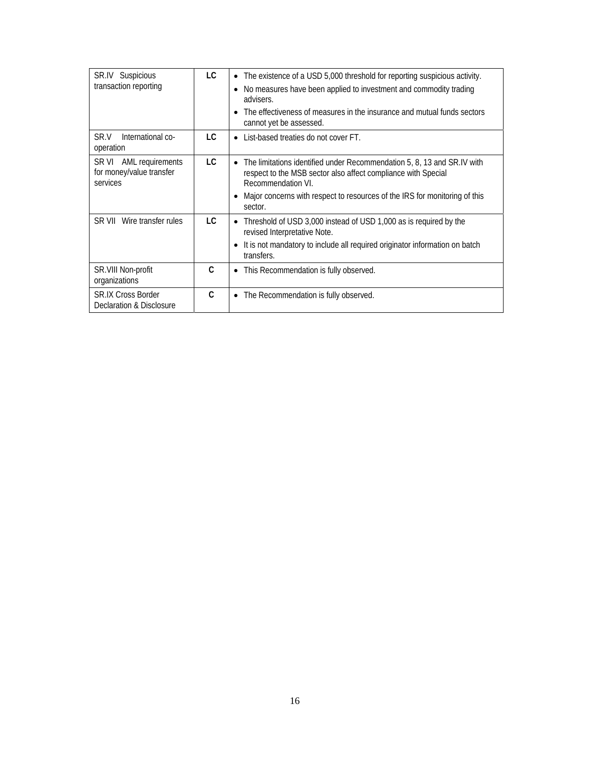| | | |
|---|---|---|
| SR.IV Suspicious transaction reporting | LC | • The existence of a USD 5,000 threshold for reporting suspicious activity.<br>• No measures have been applied to investment and commodity trading advisers.<br>• The effectiveness of measures in the insurance and mutual funds sectors cannot yet be assessed. |
| SR.V International co-operation | LC | • List-based treaties do not cover FT. |
| SR VI AML requirements for money/value transfer services | LC | • The limitations identified under Recommendation 5, 8, 13 and SR.IV with respect to the MSB sector also affect compliance with Special Recommendation VI.<br>• Major concerns with respect to resources of the IRS for monitoring of this sector. |
| SR VII Wire transfer rules | LC | • Threshold of USD 3,000 instead of USD 1,000 as is required by the revised Interpretative Note.<br>• It is not mandatory to include all required originator information on batch transfers. |
| SR.VIII Non-profit organizations | C | • This Recommendation is fully observed. |
| SR.IX Cross Border Declaration & Disclosure | C | • The Recommendation is fully observed. |